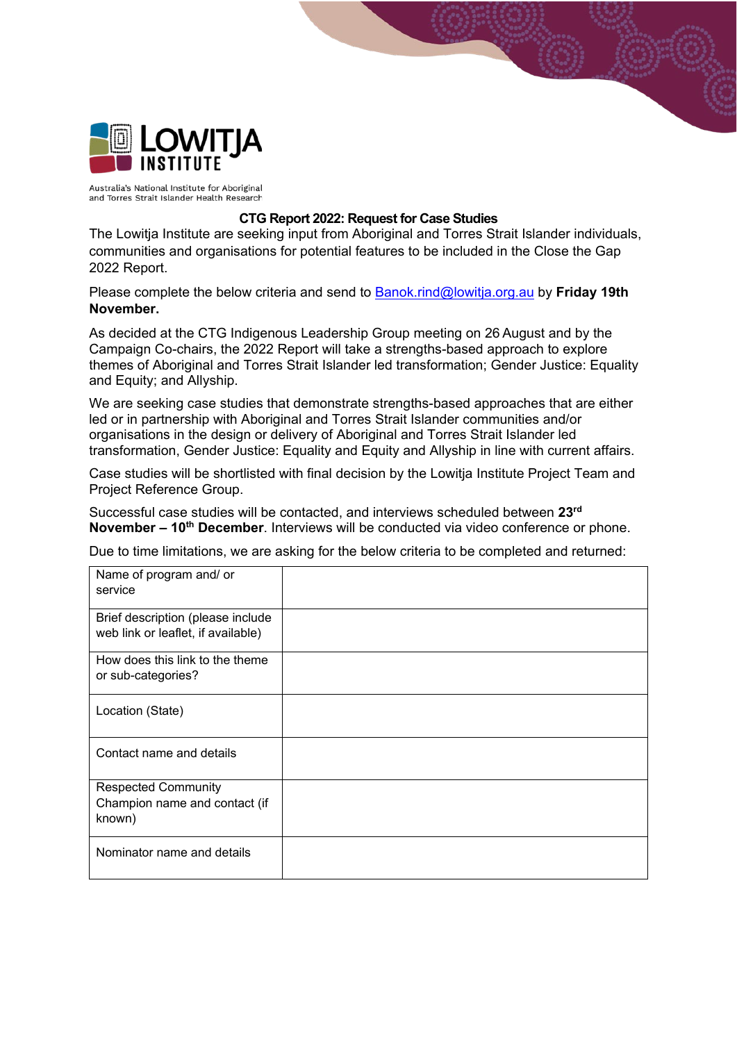LOWITJA INSTITUTE

Australia's National Institute for Aboriginal and Torres Strait Islander Health Research

## CTG Report 2022: Request for Case Studies

The Lowitja Institute are seeking input from Aboriginal and Torres Strait Islander individuals, communities and organisations for potential features to be included in the Close the Gap 2022 Report.

Please complete the below criteria and send to Banok.rind@lowitja.org.au by **Friday 19th November.**

As decided at the CTG Indigenous Leadership Group meeting on 26 August and by the Campaign Co-chairs, the 2022 Report will take a strengths-based approach to explore themes of Aboriginal and Torres Strait Islander led transformation; Gender Justice: Equality and Equity; and Allyship.

We are seeking case studies that demonstrate strengths-based approaches that are either led or in partnership with Aboriginal and Torres Strait Islander communities and/or organisations in the design or delivery of Aboriginal and Torres Strait Islander led transformation, Gender Justice: Equality and Equity and Allyship in line with current affairs.

Case studies will be shortlisted with final decision by the Lowitja Institute Project Team and Project Reference Group.

Successful case studies will be contacted, and interviews scheduled between **23rd November – 10th December**. Interviews will be conducted via video conference or phone.

Due to time limitations, we are asking for the below criteria to be completed and returned:

| | |
|---|---|
| Name of program and/ or service | |
| Brief description (please include web link or leaflet, if available) | |
| How does this link to the theme or sub-categories? | |
| Location (State) | |
| Contact name and details | |
| Respected Community Champion name and contact (if known) | |
| Nominator name and details | |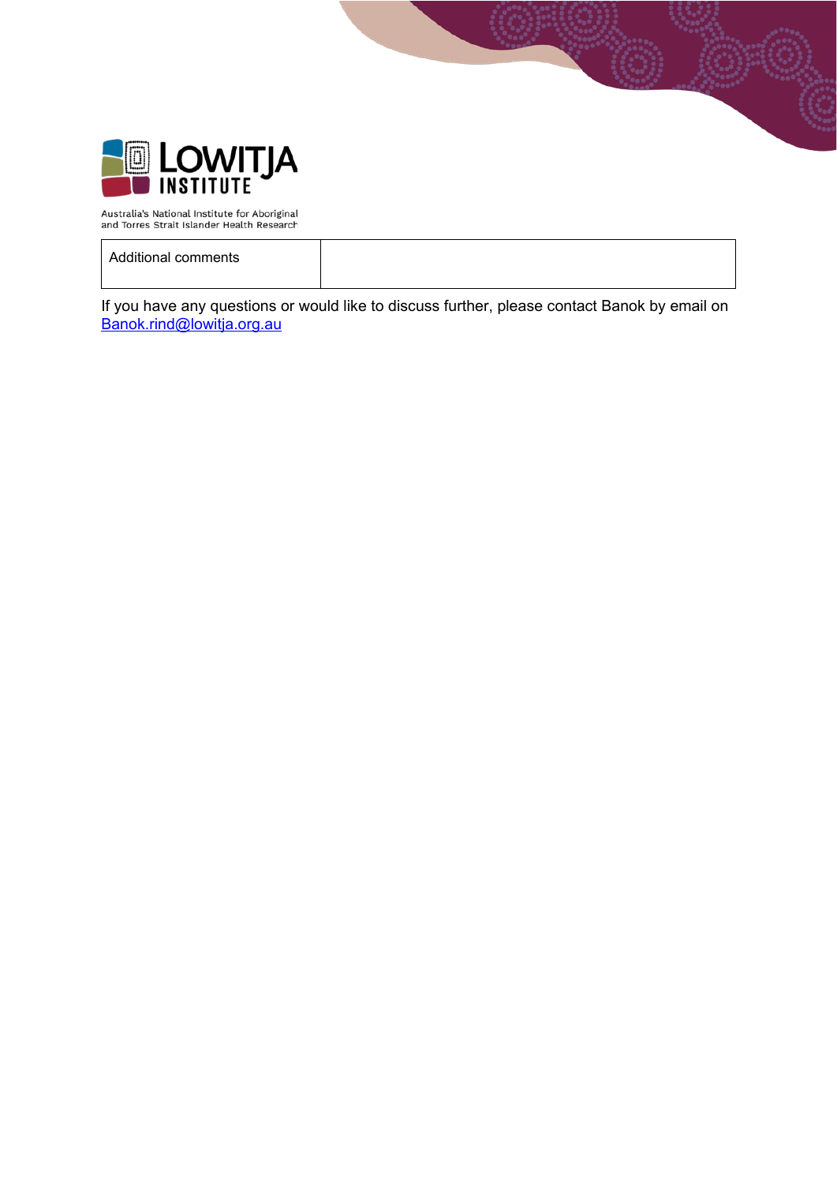| | |
|---|---|
| Additional comments | |

If you have any questions or would like to discuss further, please contact Banok by email on Banok.rind@lowitja.org.au